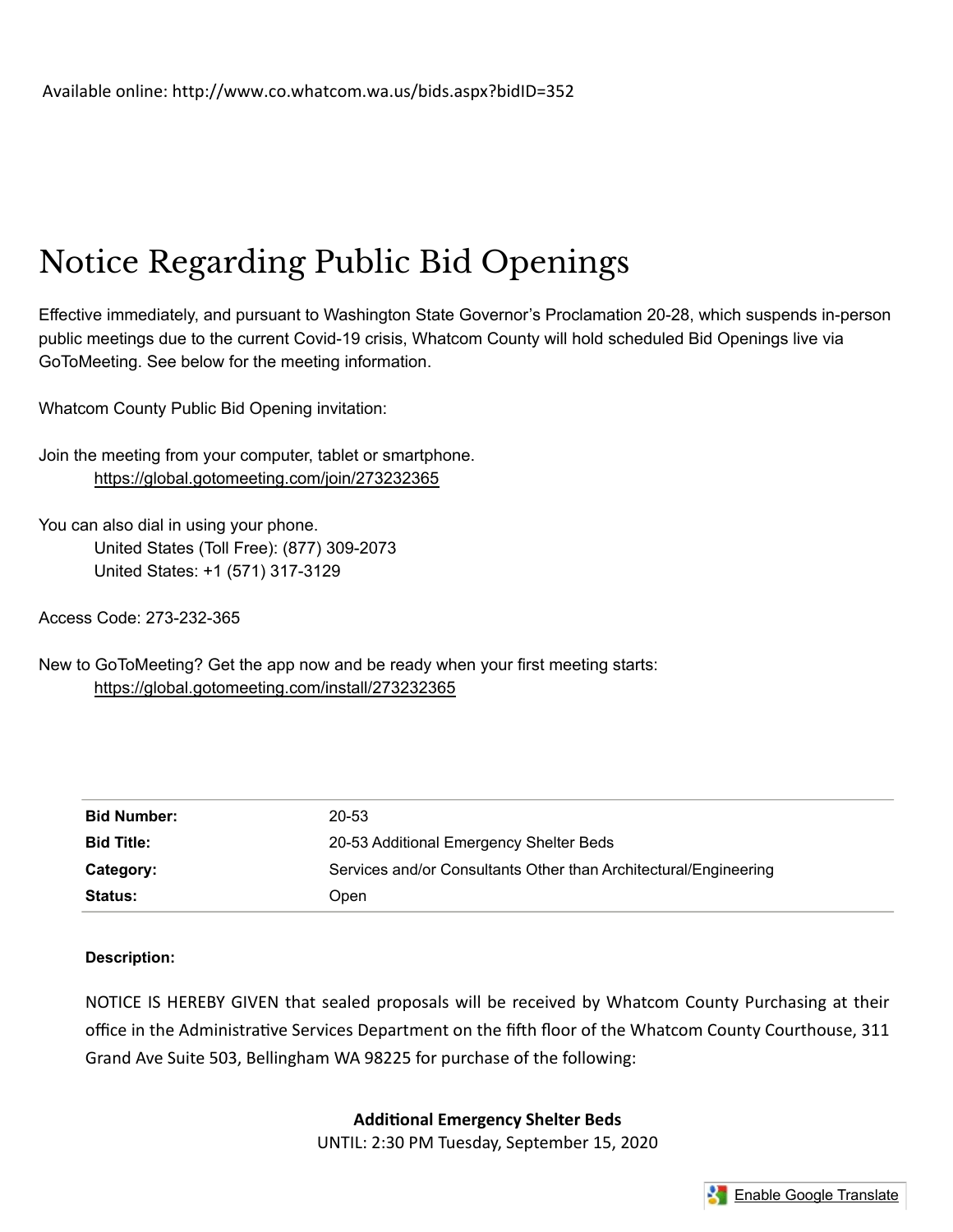Available online: http://www.co.whatcom.wa.us/bids.aspx?bidID=352

# Notice Regarding Public Bid Openings

Effective immediately, and pursuant to Washington State Governor's Proclamation 20-28, which suspends in-person public meetings due to the current Covid-19 crisis, Whatcom County will hold scheduled Bid Openings live via GoToMeeting. See below for the meeting information.

Whatcom County Public Bid Opening invitation:

Join the meeting from your computer, tablet or smartphone.
https://global.gotomeeting.com/join/273232365

You can also dial in using your phone.
United States (Toll Free): (877) 309-2073
United States: +1 (571) 317-3129

Access Code: 273-232-365

New to GoToMeeting? Get the app now and be ready when your first meeting starts:
https://global.gotomeeting.com/install/273232365

| | |
|---|---|
| **Bid Number:** | 20-53 |
| **Bid Title:** | 20-53 Additional Emergency Shelter Beds |
| **Category:** | Services and/or Consultants Other than Architectural/Engineering |
| **Status:** | Open |

**Description:**

NOTICE IS HEREBY GIVEN that sealed proposals will be received by Whatcom County Purchasing at their office in the Administrative Services Department on the fifth floor of the Whatcom County Courthouse, 311 Grand Ave Suite 503, Bellingham WA 98225 for purchase of the following:

**Additional Emergency Shelter Beds**
UNTIL: 2:30 PM Tuesday, September 15, 2020

Enable Google Translate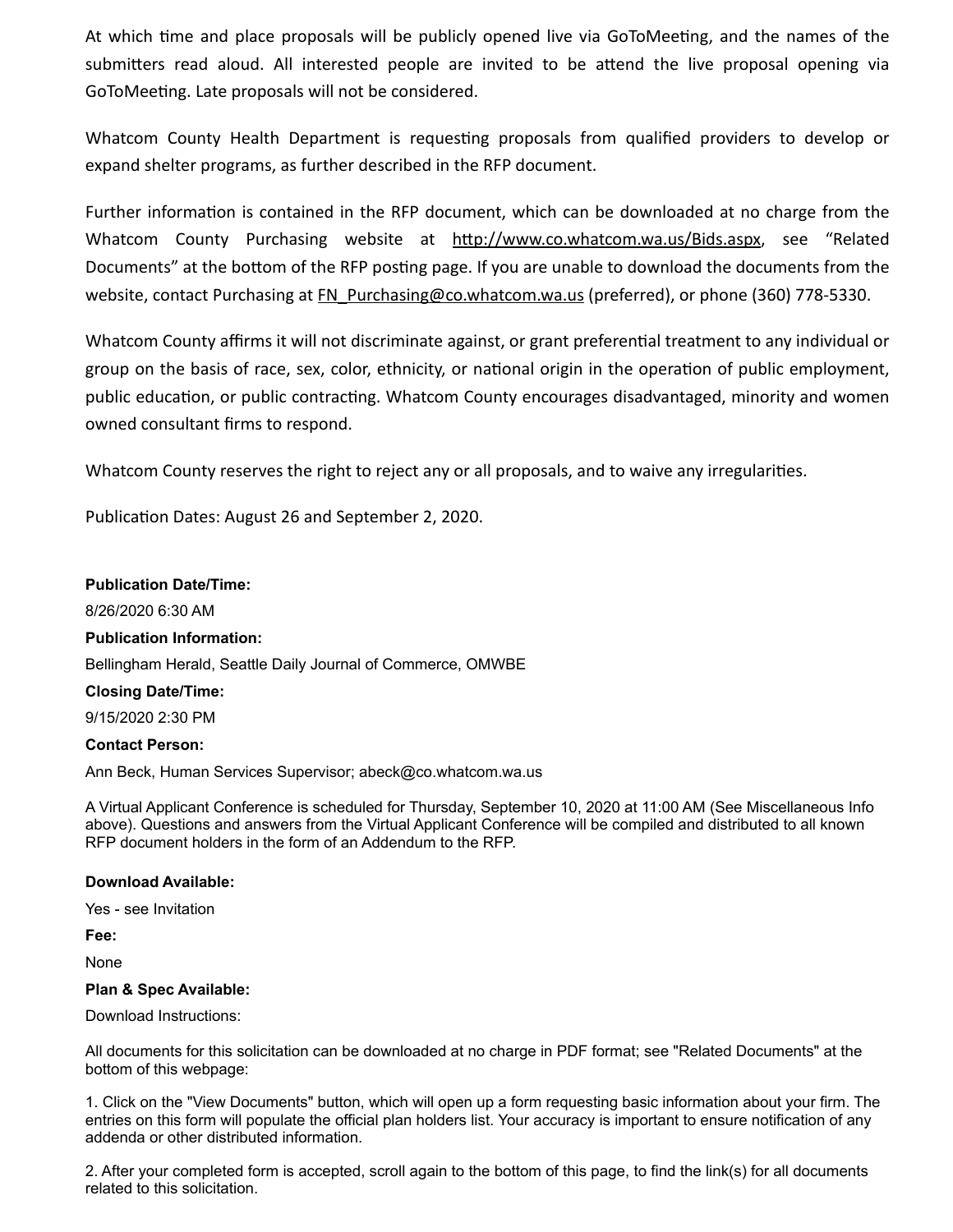At which time and place proposals will be publicly opened live via GoToMeeting, and the names of the submitters read aloud. All interested people are invited to be attend the live proposal opening via GoToMeeting. Late proposals will not be considered.

Whatcom County Health Department is requesting proposals from qualified providers to develop or expand shelter programs, as further described in the RFP document.

Further information is contained in the RFP document, which can be downloaded at no charge from the Whatcom County Purchasing website at http://www.co.whatcom.wa.us/Bids.aspx, see "Related Documents" at the bottom of the RFP posting page. If you are unable to download the documents from the website, contact Purchasing at FN_Purchasing@co.whatcom.wa.us (preferred), or phone (360) 778-5330.

Whatcom County affirms it will not discriminate against, or grant preferential treatment to any individual or group on the basis of race, sex, color, ethnicity, or national origin in the operation of public employment, public education, or public contracting. Whatcom County encourages disadvantaged, minority and women owned consultant firms to respond.

Whatcom County reserves the right to reject any or all proposals, and to waive any irregularities.

Publication Dates: August 26 and September 2, 2020.

**Publication Date/Time:**

8/26/2020 6:30 AM

**Publication Information:**

Bellingham Herald, Seattle Daily Journal of Commerce, OMWBE

**Closing Date/Time:**

9/15/2020 2:30 PM

**Contact Person:**

Ann Beck, Human Services Supervisor; abeck@co.whatcom.wa.us

A Virtual Applicant Conference is scheduled for Thursday, September 10, 2020 at 11:00 AM (See Miscellaneous Info above). Questions and answers from the Virtual Applicant Conference will be compiled and distributed to all known RFP document holders in the form of an Addendum to the RFP.

**Download Available:**

Yes - see Invitation

**Fee:**

None

**Plan & Spec Available:**

Download Instructions:

All documents for this solicitation can be downloaded at no charge in PDF format; see "Related Documents" at the bottom of this webpage:

1. Click on the "View Documents" button, which will open up a form requesting basic information about your firm. The entries on this form will populate the official plan holders list. Your accuracy is important to ensure notification of any addenda or other distributed information.

2. After your completed form is accepted, scroll again to the bottom of this page, to find the link(s) for all documents related to this solicitation.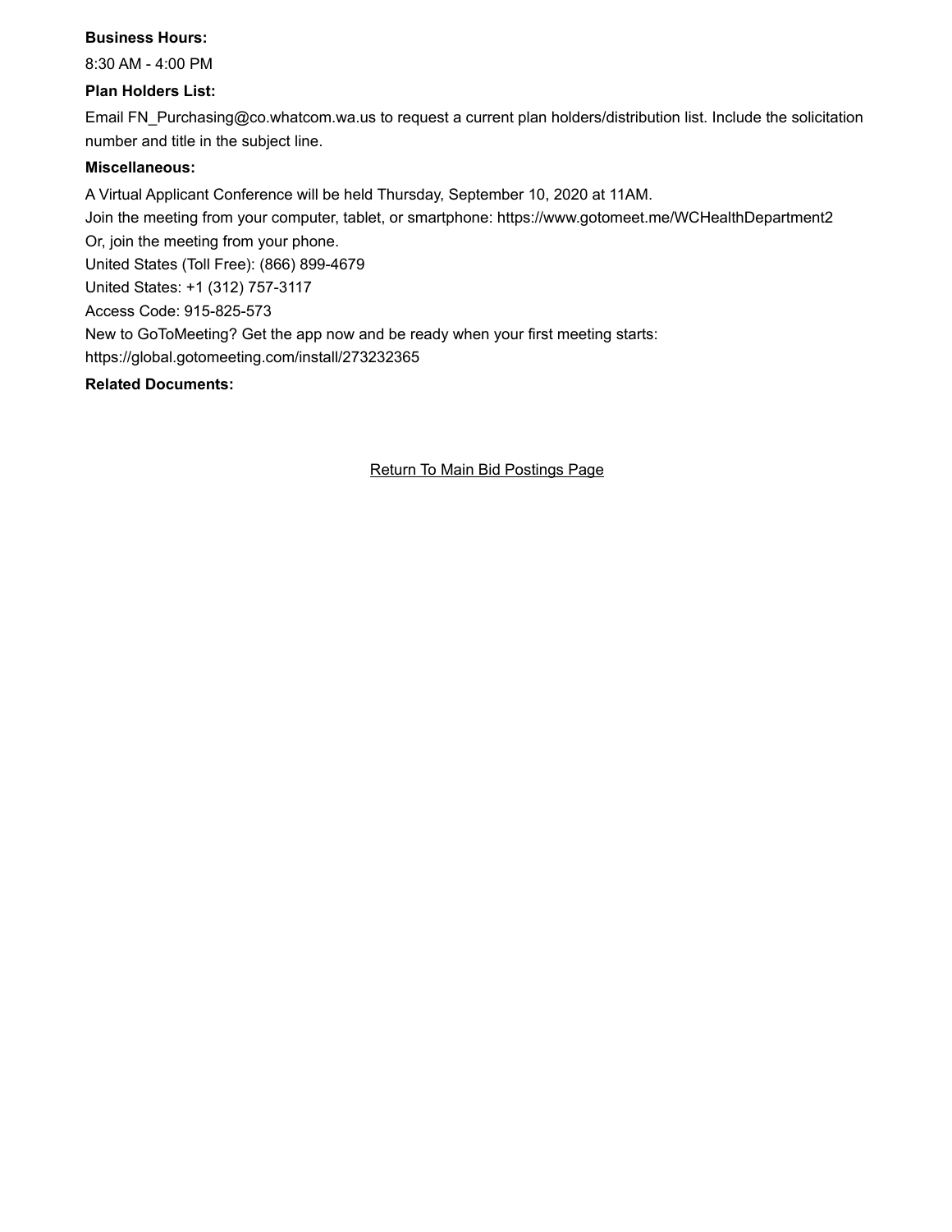**Business Hours:**

8:30 AM - 4:00 PM

**Plan Holders List:**

Email FN_Purchasing@co.whatcom.wa.us to request a current plan holders/distribution list. Include the solicitation number and title in the subject line.

**Miscellaneous:**

A Virtual Applicant Conference will be held Thursday, September 10, 2020 at 11AM.
Join the meeting from your computer, tablet, or smartphone: https://www.gotomeet.me/WCHealthDepartment2
Or, join the meeting from your phone.
United States (Toll Free): (866) 899-4679
United States: +1 (312) 757-3117
Access Code: 915-825-573
New to GoToMeeting? Get the app now and be ready when your first meeting starts:
https://global.gotomeeting.com/install/273232365

**Related Documents:**

Return To Main Bid Postings Page